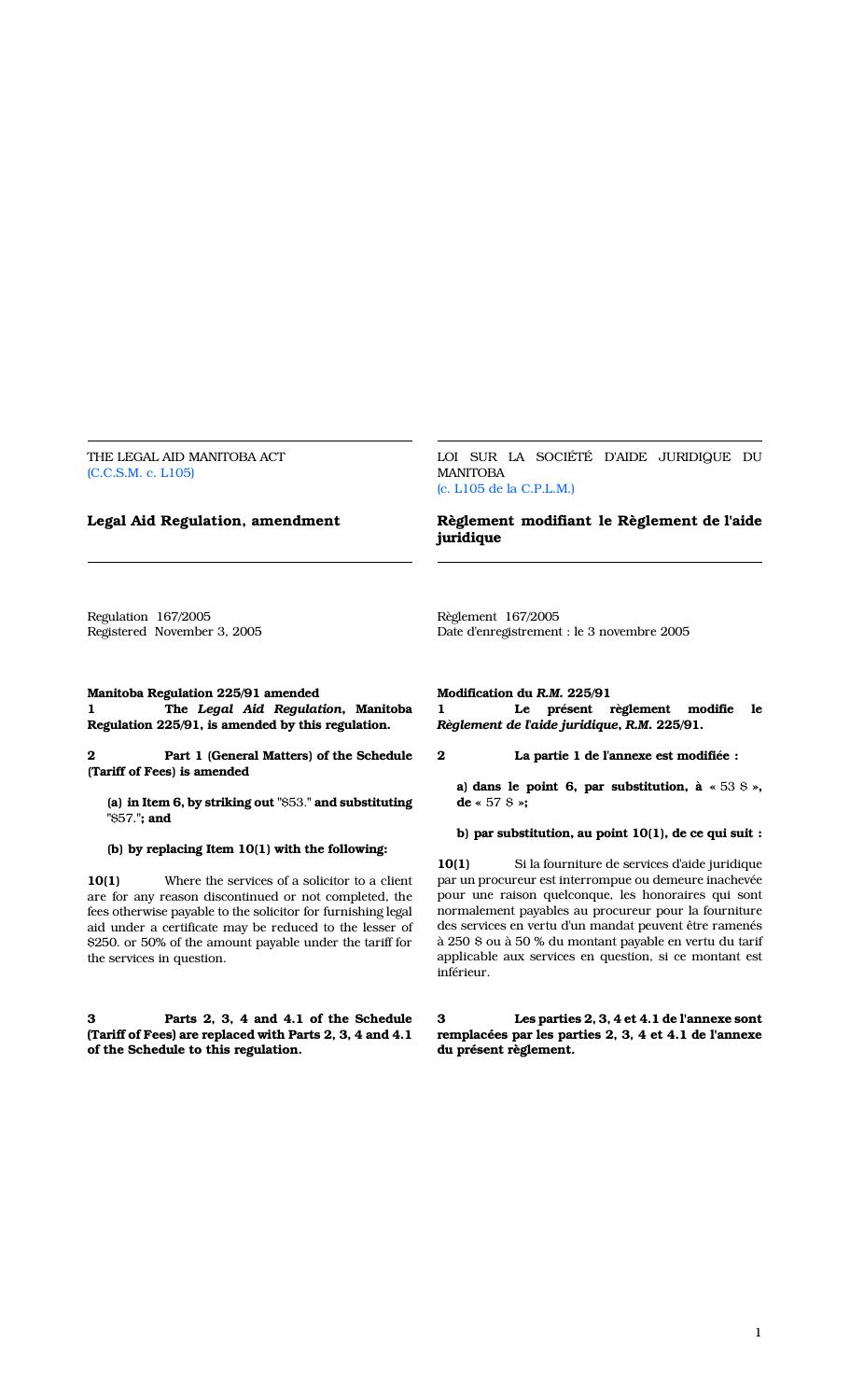THE LEGAL AID MANITOBA ACT
(C.C.S.M. c. L105)

## Legal Aid Regulation, amendment

Regulation 167/2005
Registered November 3, 2005

**Manitoba Regulation 225/91 amended**

**1** **The *Legal Aid Regulation*, Manitoba Regulation 225/91, is amended by this regulation.**

**2** **Part 1 (General Matters) of the Schedule (Tariff of Fees) is amended**

**(a) in Item 6, by striking out** "$53." **and substituting** "$57."**; and**

**(b) by replacing Item 10(1) with the following:**

**10(1)** Where the services of a solicitor to a client are for any reason discontinued or not completed, the fees otherwise payable to the solicitor for furnishing legal aid under a certificate may be reduced to the lesser of $250. or 50% of the amount payable under the tariff for the services in question.

**3** **Parts 2, 3, 4 and 4.1 of the Schedule (Tariff of Fees) are replaced with Parts 2, 3, 4 and 4.1 of the Schedule to this regulation.**

LOI SUR LA SOCIÉTÉ D'AIDE JURIDIQUE DU MANITOBA
(c. L105 de la C.P.L.M.)

## Règlement modifiant le Règlement de l'aide juridique

Règlement 167/2005
Date d'enregistrement : le 3 novembre 2005

**Modification du *R.M.* 225/91**

**1** **Le présent règlement modifie le *Règlement de l'aide juridique*, *R.M.* 225/91.**

**2** **La partie 1 de l'annexe est modifiée :**

**a) dans le point 6, par substitution, à «** 53 $ **», de «** 57 $ **»;**

**b) par substitution, au point 10(1), de ce qui suit :**

**10(1)** Si la fourniture de services d'aide juridique par un procureur est interrompue ou demeure inachevée pour une raison quelconque, les honoraires qui sont normalement payables au procureur pour la fourniture des services en vertu d'un mandat peuvent être ramenés à 250 $ ou à 50 % du montant payable en vertu du tarif applicable aux services en question, si ce montant est inférieur.

**3** **Les parties 2, 3, 4 et 4.1 de l'annexe sont remplacées par les parties 2, 3, 4 et 4.1 de l'annexe du présent règlement.**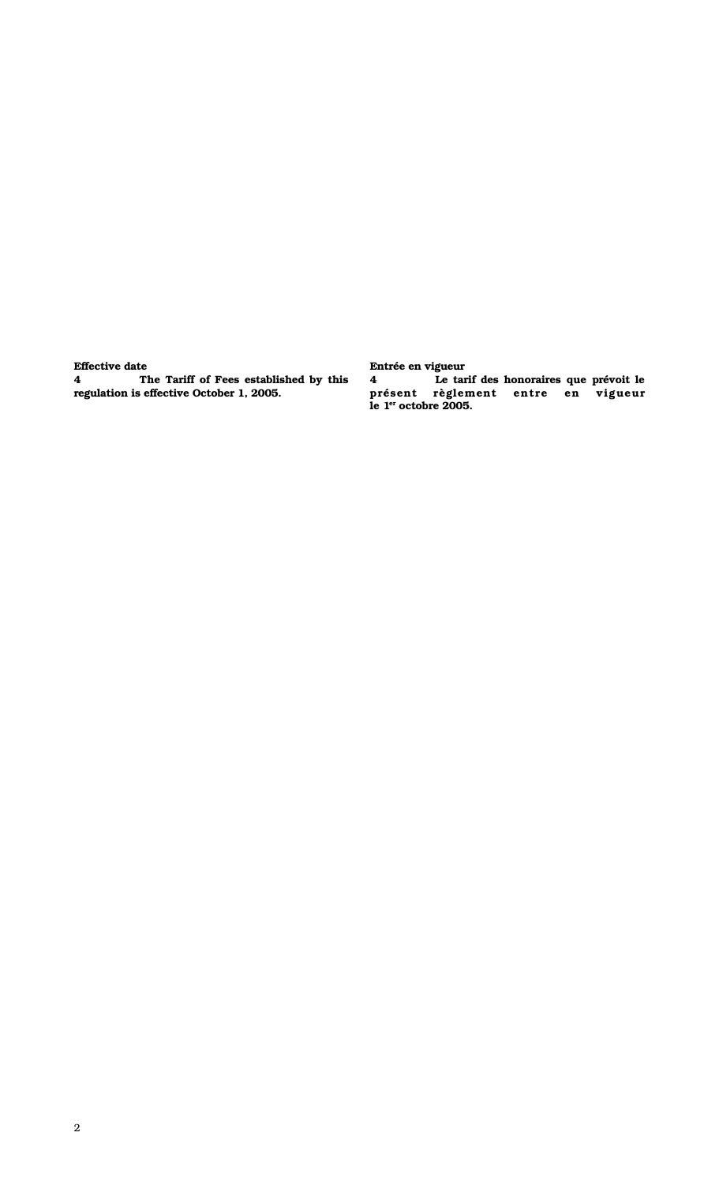**Effective date**

**4** **The Tariff of Fees established by this regulation is effective October 1, 2005.**

**Entrée en vigueur**

**4** **Le tarif des honoraires que prévoit le présent règlement entre en vigueur le 1er octobre 2005.**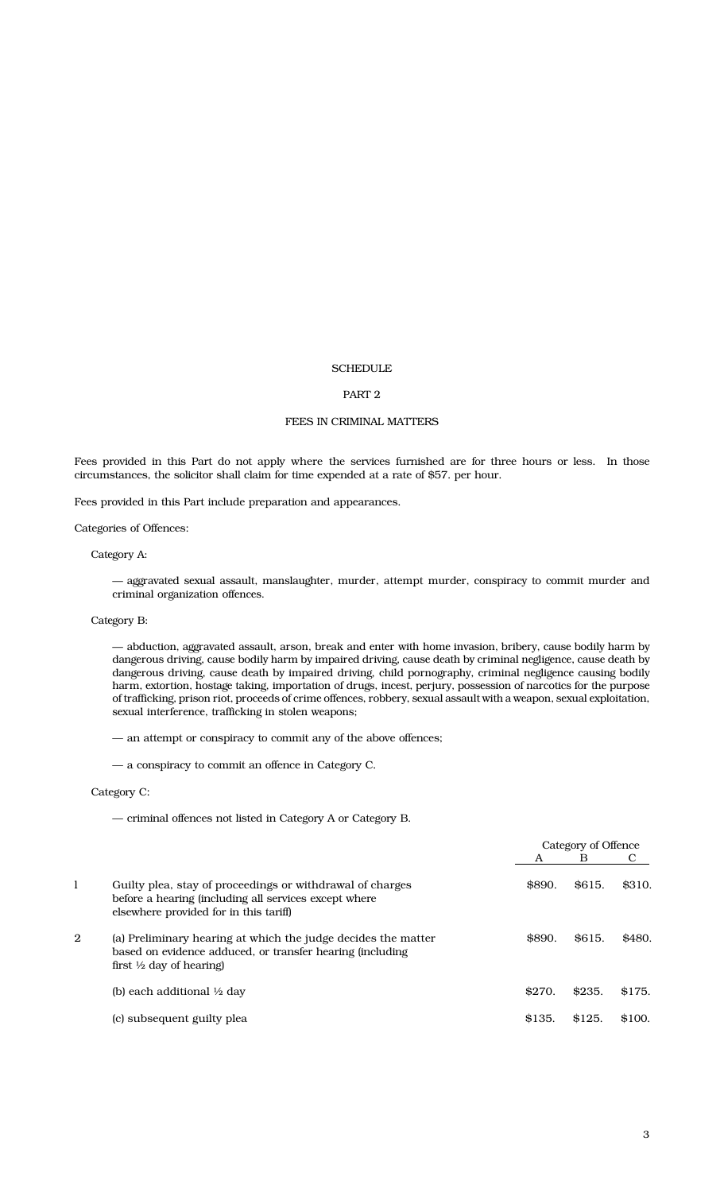## SCHEDULE

## PART 2

## FEES IN CRIMINAL MATTERS

Fees provided in this Part do not apply where the services furnished are for three hours or less. In those circumstances, the solicitor shall claim for time expended at a rate of $57. per hour.

Fees provided in this Part include preparation and appearances.

Categories of Offences:

Category A:

— aggravated sexual assault, manslaughter, murder, attempt murder, conspiracy to commit murder and criminal organization offences.

Category B:

— abduction, aggravated assault, arson, break and enter with home invasion, bribery, cause bodily harm by dangerous driving, cause bodily harm by impaired driving, cause death by criminal negligence, cause death by dangerous driving, cause death by impaired driving, child pornography, criminal negligence causing bodily harm, extortion, hostage taking, importation of drugs, incest, perjury, possession of narcotics for the purpose of trafficking, prison riot, proceeds of crime offences, robbery, sexual assault with a weapon, sexual exploitation, sexual interference, trafficking in stolen weapons;

— an attempt or conspiracy to commit any of the above offences;

— a conspiracy to commit an offence in Category C.

Category C:

— criminal offences not listed in Category A or Category B.

| | | Category of Offence | | |
|---|---|---|---|---|
| | | A | B | C |
| 1 | Guilty plea, stay of proceedings or withdrawal of charges before a hearing (including all services except where elsewhere provided for in this tariff) | $890. | $615. | $310. |
| 2 | (a) Preliminary hearing at which the judge decides the matter based on evidence adduced, or transfer hearing (including first ½ day of hearing) | $890. | $615. | $480. |
| | (b) each additional ½ day | $270. | $235. | $175. |
| | (c) subsequent guilty plea | $135. | $125. | $100. |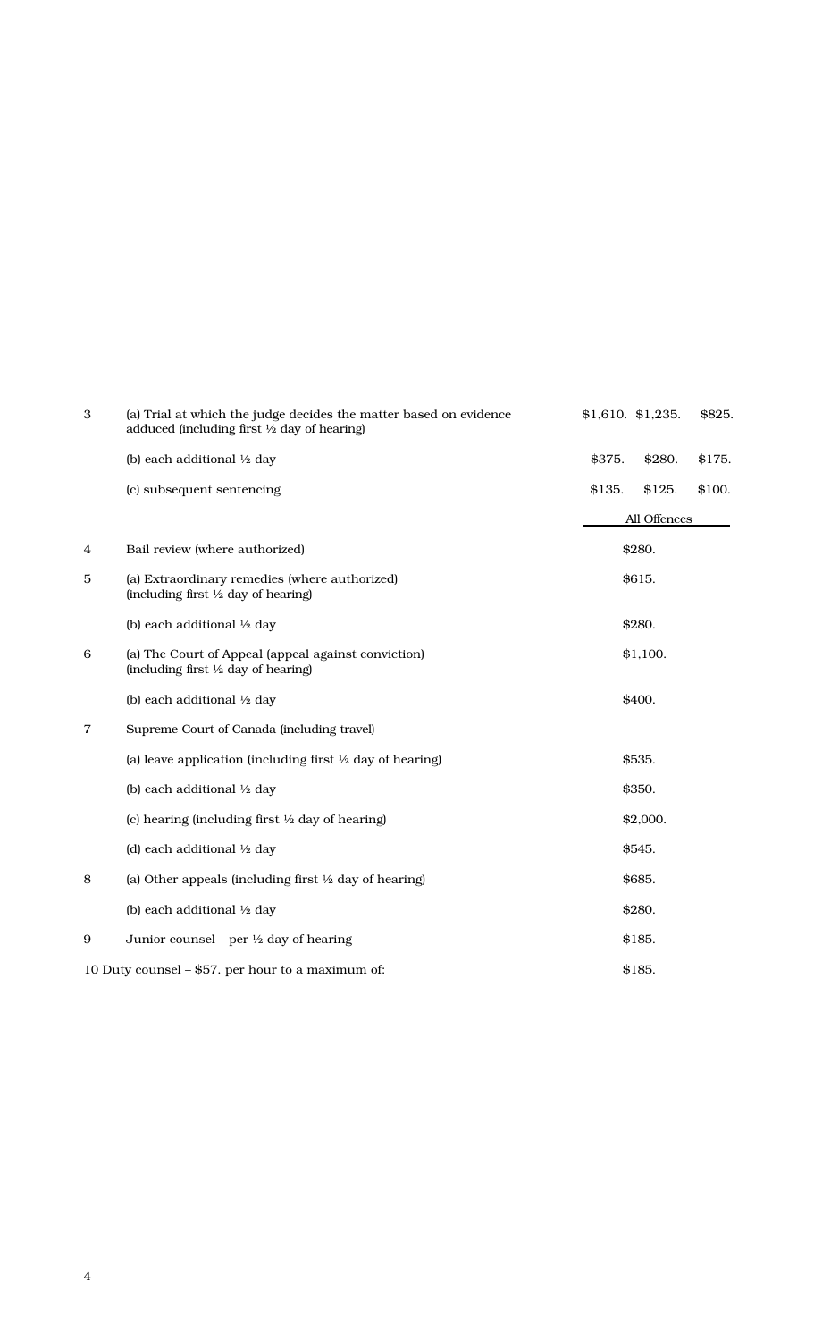| | | | | |
|---|---|---|---|---|
| 3 | (a) Trial at which the judge decides the matter based on evidence adduced (including first ½ day of hearing) | $1,610. | $1,235. | $825. |
| | (b) each additional ½ day | $375. | $280. | $175. |
| | (c) subsequent sentencing | $135. | $125. | $100. |
| | | All Offences | | |
| 4 | Bail review (where authorized) | $280. | | |
| 5 | (a) Extraordinary remedies (where authorized) (including first ½ day of hearing) | $615. | | |
| | (b) each additional ½ day | $280. | | |
| 6 | (a) The Court of Appeal (appeal against conviction) (including first ½ day of hearing) | $1,100. | | |
| | (b) each additional ½ day | $400. | | |
| 7 | Supreme Court of Canada (including travel) | | | |
| | (a) leave application (including first ½ day of hearing) | $535. | | |
| | (b) each additional ½ day | $350. | | |
| | (c) hearing (including first ½ day of hearing) | $2,000. | | |
| | (d) each additional ½ day | $545. | | |
| 8 | (a) Other appeals (including first ½ day of hearing) | $685. | | |
| | (b) each additional ½ day | $280. | | |
| 9 | Junior counsel – per ½ day of hearing | $185. | | |
| 10 | Duty counsel – $57. per hour to a maximum of: | $185. | | |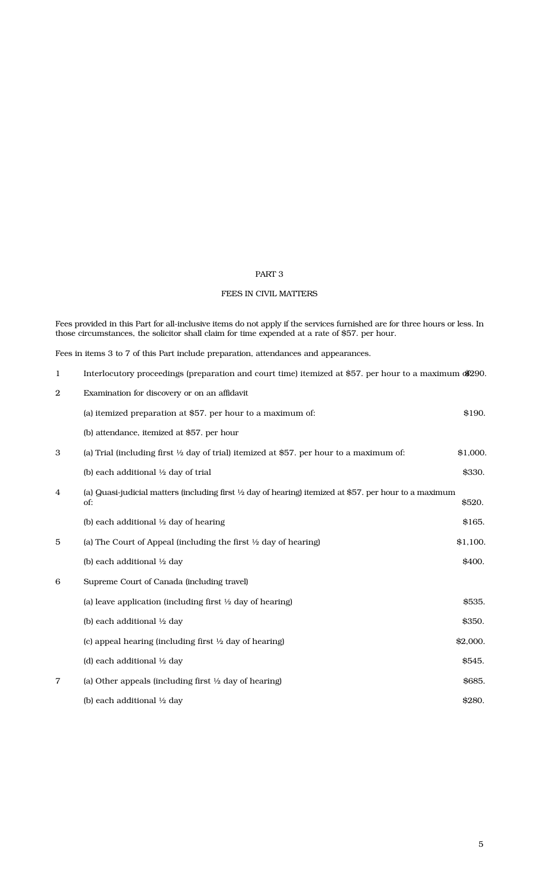# PART 3

## FEES IN CIVIL MATTERS

Fees provided in this Part for all-inclusive items do not apply if the services furnished are for three hours or less. In those circumstances, the solicitor shall claim for time expended at a rate of $57. per hour.

Fees in items 3 to 7 of this Part include preparation, attendances and appearances.

| | | |
|---|---|---|
| 1 | Interlocutory proceedings (preparation and court time) itemized at $57. per hour to a maximum of: | $290. |
| 2 | Examination for discovery or on an affidavit | |
| | (a) itemized preparation at $57. per hour to a maximum of: | $190. |
| | (b) attendance, itemized at $57. per hour | |
| 3 | (a) Trial (including first ½ day of trial) itemized at $57. per hour to a maximum of: | $1,000. |
| | (b) each additional ½ day of trial | $330. |
| 4 | (a) Quasi-judicial matters (including first ½ day of hearing) itemized at $57. per hour to a maximum of: | $520. |
| | (b) each additional ½ day of hearing | $165. |
| 5 | (a) The Court of Appeal (including the first ½ day of hearing) | $1,100. |
| | (b) each additional ½ day | $400. |
| 6 | Supreme Court of Canada (including travel) | |
| | (a) leave application (including first ½ day of hearing) | $535. |
| | (b) each additional ½ day | $350. |
| | (c) appeal hearing (including first ½ day of hearing) | $2,000. |
| | (d) each additional ½ day | $545. |
| 7 | (a) Other appeals (including first ½ day of hearing) | $685. |
| | (b) each additional ½ day | $280. |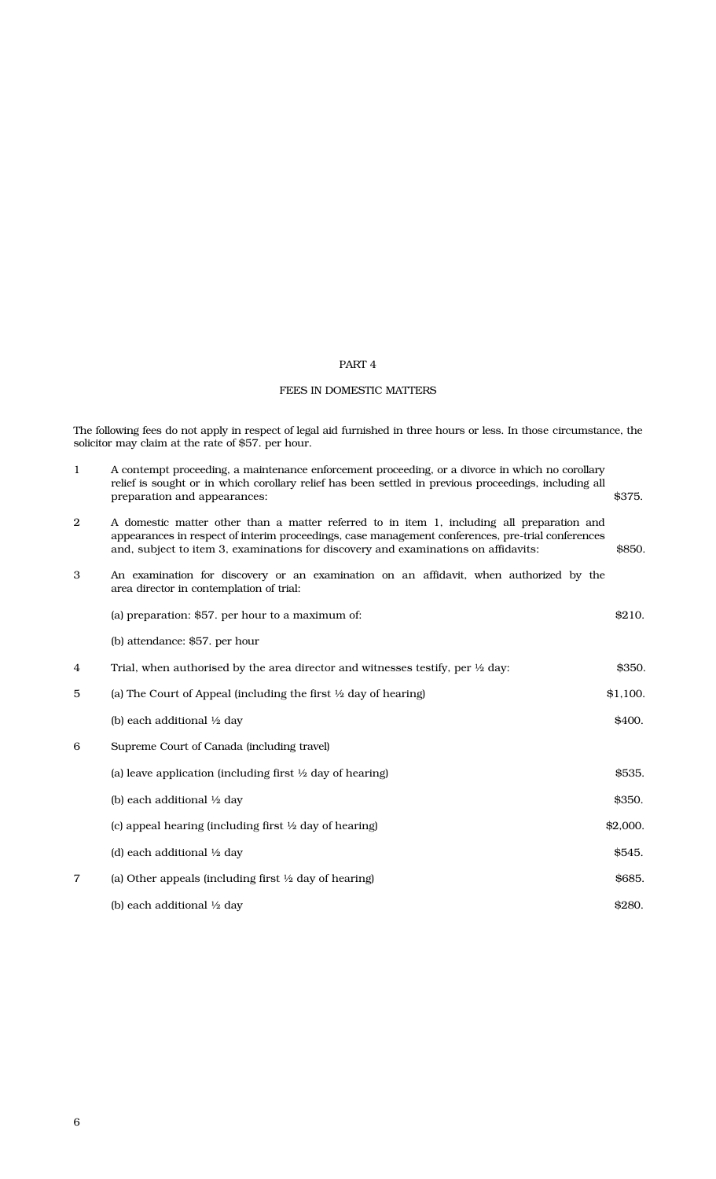## PART 4

## FEES IN DOMESTIC MATTERS

The following fees do not apply in respect of legal aid furnished in three hours or less. In those circumstance, the solicitor may claim at the rate of $57. per hour.

| | | |
|---|---|---|
| 1 | A contempt proceeding, a maintenance enforcement proceeding, or a divorce in which no corollary relief is sought or in which corollary relief has been settled in previous proceedings, including all preparation and appearances: | $375. |
| 2 | A domestic matter other than a matter referred to in item 1, including all preparation and appearances in respect of interim proceedings, case management conferences, pre-trial conferences and, subject to item 3, examinations for discovery and examinations on affidavits: | $850. |
| 3 | An examination for discovery or an examination on an affidavit, when authorized by the area director in contemplation of trial: | |
| | (a) preparation: $57. per hour to a maximum of: | $210. |
| | (b) attendance: $57. per hour | |
| 4 | Trial, when authorised by the area director and witnesses testify, per ½ day: | $350. |
| 5 | (a) The Court of Appeal (including the first ½ day of hearing) | $1,100. |
| | (b) each additional ½ day | $400. |
| 6 | Supreme Court of Canada (including travel) | |
| | (a) leave application (including first ½ day of hearing) | $535. |
| | (b) each additional ½ day | $350. |
| | (c) appeal hearing (including first ½ day of hearing) | $2,000. |
| | (d) each additional ½ day | $545. |
| 7 | (a) Other appeals (including first ½ day of hearing) | $685. |
| | (b) each additional ½ day | $280. |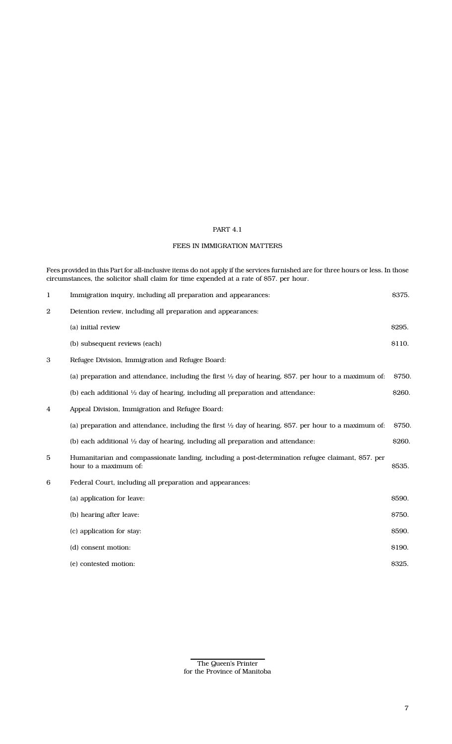## PART 4.1

## FEES IN IMMIGRATION MATTERS

Fees provided in this Part for all-inclusive items do not apply if the services furnished are for three hours or less. In those circumstances, the solicitor shall claim for time expended at a rate of $57. per hour.

| | | |
|---|---|---|
| 1 | Immigration inquiry, including all preparation and appearances: | $375. |
| 2 | Detention review, including all preparation and appearances: | |
| | (a) initial review | $295. |
| | (b) subsequent reviews (each) | $110. |
| 3 | Refugee Division, Immigration and Refugee Board: | |
| | (a) preparation and attendance, including the first ½ day of hearing, $57. per hour to a maximum of: | $750. |
| | (b) each additional ½ day of hearing, including all preparation and attendance: | $260. |
| 4 | Appeal Division, Immigration and Refugee Board: | |
| | (a) preparation and attendance, including the first ½ day of hearing, $57. per hour to a maximum of: | $750. |
| | (b) each additional ½ day of hearing, including all preparation and attendance: | $260. |
| 5 | Humanitarian and compassionate landing, including a post-determination refugee claimant, $57. per hour to a maximum of: | $535. |
| 6 | Federal Court, including all preparation and appearances: | |
| | (a) application for leave: | $590. |
| | (b) hearing after leave: | $750. |
| | (c) application for stay: | $590. |
| | (d) consent motion: | $190. |
| | (e) contested motion: | $325. |

The Queen's Printer
for the Province of Manitoba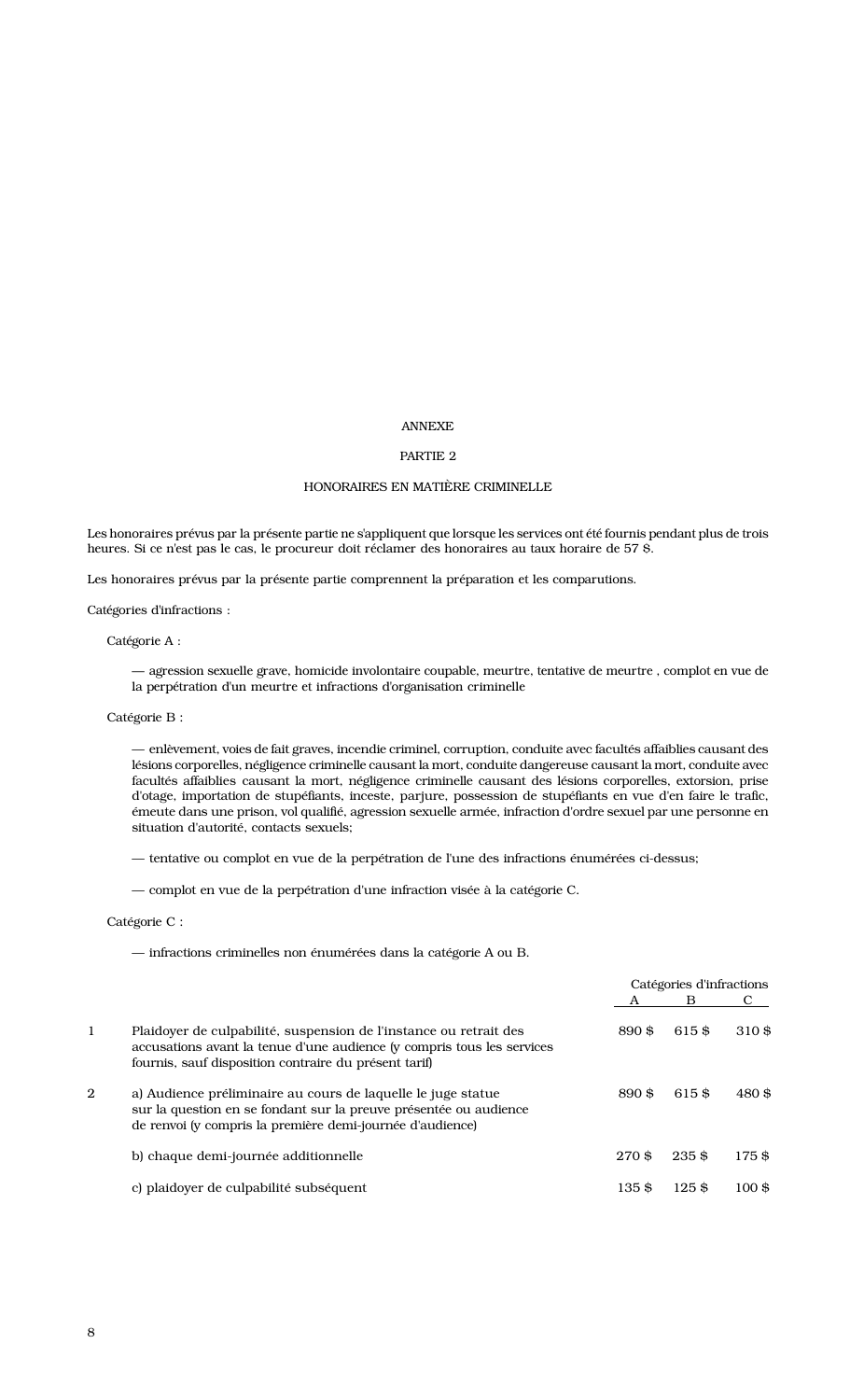ANNEXE

PARTIE 2

HONORAIRES EN MATIÈRE CRIMINELLE

Les honoraires prévus par la présente partie ne s'appliquent que lorsque les services ont été fournis pendant plus de trois heures. Si ce n'est pas le cas, le procureur doit réclamer des honoraires au taux horaire de 57 $.

Les honoraires prévus par la présente partie comprennent la préparation et les comparutions.

Catégories d'infractions :

Catégorie A :

— agression sexuelle grave, homicide involontaire coupable, meurtre, tentative de meurtre , complot en vue de la perpétration d'un meurtre et infractions d'organisation criminelle

Catégorie B :

— enlèvement, voies de fait graves, incendie criminel, corruption, conduite avec facultés affaiblies causant des lésions corporelles, négligence criminelle causant la mort, conduite dangereuse causant la mort, conduite avec facultés affaiblies causant la mort, négligence criminelle causant des lésions corporelles, extorsion, prise d'otage, importation de stupéfiants, inceste, parjure, possession de stupéfiants en vue d'en faire le trafic, émeute dans une prison, vol qualifié, agression sexuelle armée, infraction d'ordre sexuel par une personne en situation d'autorité, contacts sexuels;

— tentative ou complot en vue de la perpétration de l'une des infractions énumérées ci-dessus;

— complot en vue de la perpétration d'une infraction visée à la catégorie C.

Catégorie C :

— infractions criminelles non énumérées dans la catégorie A ou B.

| | | Catégories d'infractions | | |
|---|---|---|---|---|
| | | A | B | C |
| 1 | Plaidoyer de culpabilité, suspension de l'instance ou retrait des accusations avant la tenue d'une audience (y compris tous les services fournis, sauf disposition contraire du présent tarif) | 890 $ | 615 $ | 310 $ |
| 2 | a) Audience préliminaire au cours de laquelle le juge statue sur la question en se fondant sur la preuve présentée ou audience de renvoi (y compris la première demi-journée d'audience) | 890 $ | 615 $ | 480 $ |
| | b) chaque demi-journée additionnelle | 270 $ | 235 $ | 175 $ |
| | c) plaidoyer de culpabilité subséquent | 135 $ | 125 $ | 100 $ |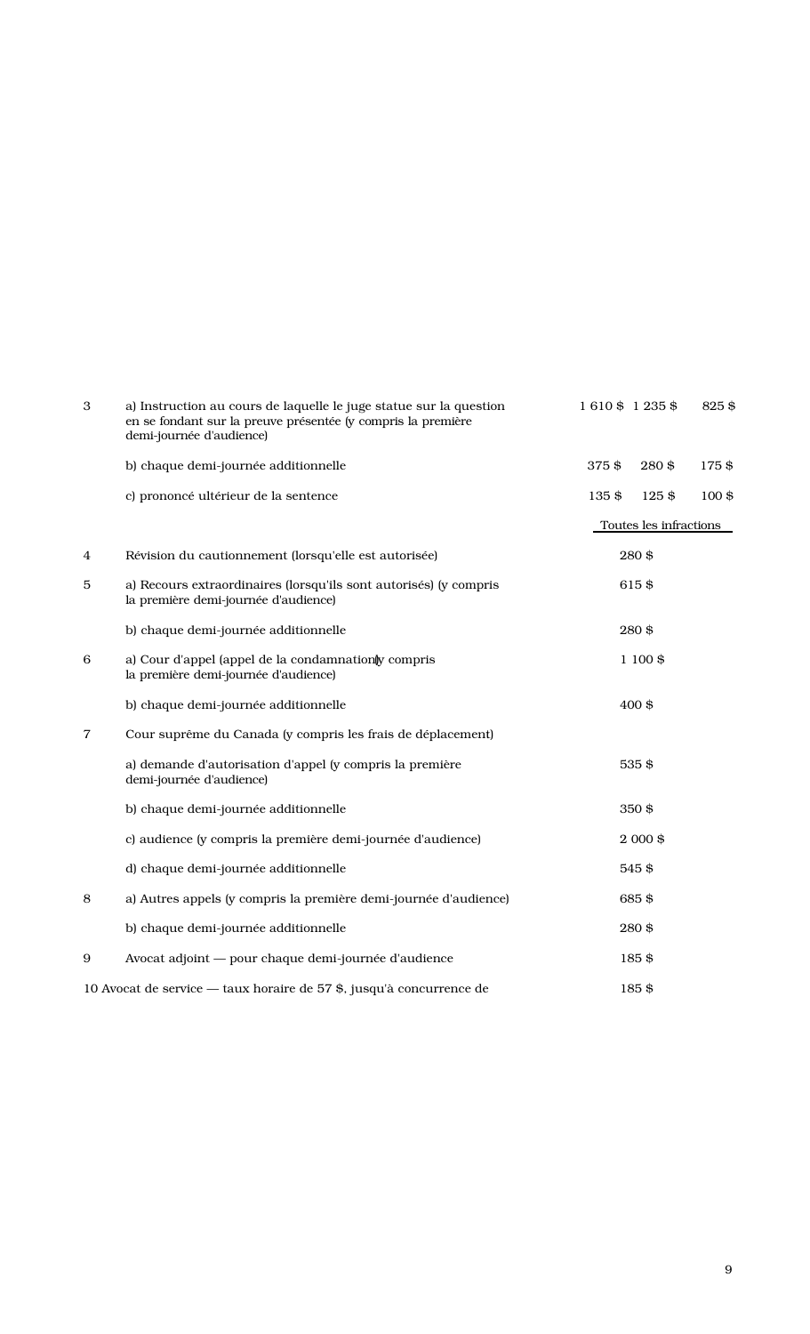| | | | | |
|---|---|---|---|---|
| 3 | a) Instruction au cours de laquelle le juge statue sur la question en se fondant sur la preuve présentée (y compris la première demi-journée d'audience) | 1 610 $ | 1 235 $ | 825 $ |
| | b) chaque demi-journée additionnelle | 375 $ | 280 $ | 175 $ |
| | c) prononcé ultérieur de la sentence | 135 $ | 125 $ | 100 $ |
| | | Toutes les infractions | | |
| 4 | Révision du cautionnement (lorsqu'elle est autorisée) | 280 $ | | |
| 5 | a) Recours extraordinaires (lorsqu'ils sont autorisés) (y compris la première demi-journée d'audience) | 615 $ | | |
| | b) chaque demi-journée additionnelle | 280 $ | | |
| 6 | a) Cour d'appel (appel de la condamnation) (y compris la première demi-journée d'audience) | 1 100 $ | | |
| | b) chaque demi-journée additionnelle | 400 $ | | |
| 7 | Cour suprême du Canada (y compris les frais de déplacement) | | | |
| | a) demande d'autorisation d'appel (y compris la première demi-journée d'audience) | 535 $ | | |
| | b) chaque demi-journée additionnelle | 350 $ | | |
| | c) audience (y compris la première demi-journée d'audience) | 2 000 $ | | |
| | d) chaque demi-journée additionnelle | 545 $ | | |
| 8 | a) Autres appels (y compris la première demi-journée d'audience) | 685 $ | | |
| | b) chaque demi-journée additionnelle | 280 $ | | |
| 9 | Avocat adjoint — pour chaque demi-journée d'audience | 185 $ | | |
| 10 | Avocat de service — taux horaire de 57 $, jusqu'à concurrence de | 185 $ | | |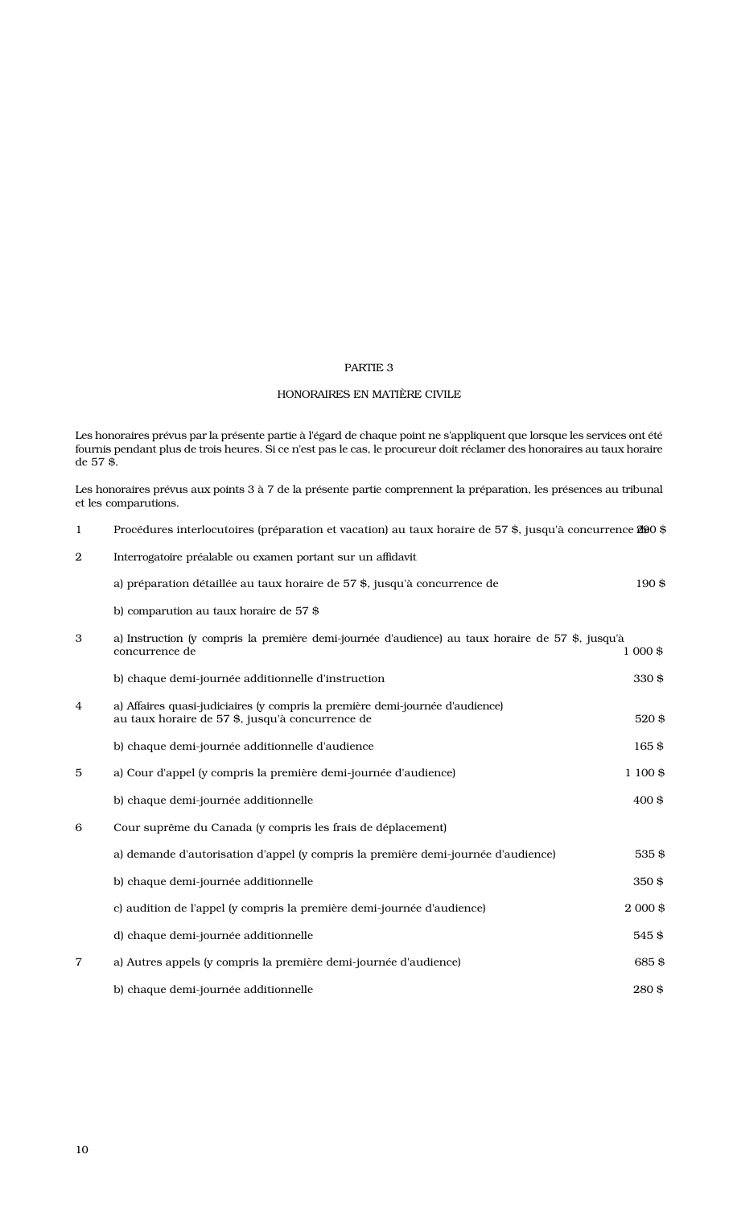## PARTIE 3

## HONORAIRES EN MATIÈRE CIVILE

Les honoraires prévus par la présente partie à l'égard de chaque point ne s'appliquent que lorsque les services ont été fournis pendant plus de trois heures. Si ce n'est pas le cas, le procureur doit réclamer des honoraires au taux horaire de 57 $.

Les honoraires prévus aux points 3 à 7 de la présente partie comprennent la préparation, les présences au tribunal et les comparutions.

| | | |
|---|---|---|
| 1 | Procédures interlocutoires (préparation et vacation) au taux horaire de 57 $, jusqu'à concurrence de | 290 $ |
| 2 | Interrogatoire préalable ou examen portant sur un affidavit | |
| | a) préparation détaillée au taux horaire de 57 $, jusqu'à concurrence de | 190 $ |
| | b) comparution au taux horaire de 57 $ | |
| 3 | a) Instruction (y compris la première demi-journée d'audience) au taux horaire de 57 $, jusqu'à concurrence de | 1 000 $ |
| | b) chaque demi-journée additionnelle d'instruction | 330 $ |
| 4 | a) Affaires quasi-judiciaires (y compris la première demi-journée d'audience) au taux horaire de 57 $, jusqu'à concurrence de | 520 $ |
| | b) chaque demi-journée additionnelle d'audience | 165 $ |
| 5 | a) Cour d'appel (y compris la première demi-journée d'audience) | 1 100 $ |
| | b) chaque demi-journée additionnelle | 400 $ |
| 6 | Cour suprême du Canada (y compris les frais de déplacement) | |
| | a) demande d'autorisation d'appel (y compris la première demi-journée d'audience) | 535 $ |
| | b) chaque demi-journée additionnelle | 350 $ |
| | c) audition de l'appel (y compris la première demi-journée d'audience) | 2 000 $ |
| | d) chaque demi-journée additionnelle | 545 $ |
| 7 | a) Autres appels (y compris la première demi-journée d'audience) | 685 $ |
| | b) chaque demi-journée additionnelle | 280 $ |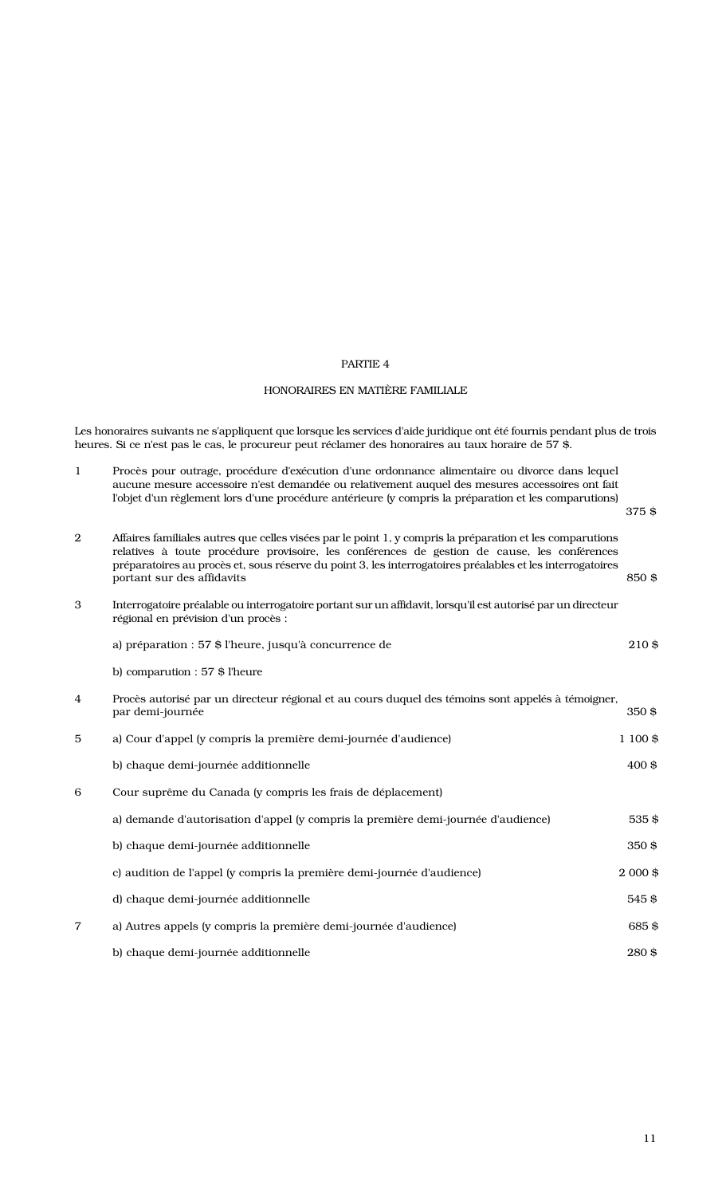## PARTIE 4

## HONORAIRES EN MATIÈRE FAMILIALE

Les honoraires suivants ne s'appliquent que lorsque les services d'aide juridique ont été fournis pendant plus de trois heures. Si ce n'est pas le cas, le procureur peut réclamer des honoraires au taux horaire de 57 $.

| | | |
|---|---|---|
| 1 | Procès pour outrage, procédure d'exécution d'une ordonnance alimentaire ou divorce dans lequel aucune mesure accessoire n'est demandée ou relativement auquel des mesures accessoires ont fait l'objet d'un règlement lors d'une procédure antérieure (y compris la préparation et les comparutions) | 375 $ |
| 2 | Affaires familiales autres que celles visées par le point 1, y compris la préparation et les comparutions relatives à toute procédure provisoire, les conférences de gestion de cause, les conférences préparatoires au procès et, sous réserve du point 3, les interrogatoires préalables et les interrogatoires portant sur des affidavits | 850 $ |
| 3 | Interrogatoire préalable ou interrogatoire portant sur un affidavit, lorsqu'il est autorisé par un directeur régional en prévision d'un procès : | |
| | a) préparation : 57 $ l'heure, jusqu'à concurrence de | 210 $ |
| | b) comparution : 57 $ l'heure | |
| 4 | Procès autorisé par un directeur régional et au cours duquel des témoins sont appelés à témoigner, par demi-journée | 350 $ |
| 5 | a) Cour d'appel (y compris la première demi-journée d'audience) | 1 100 $ |
| | b) chaque demi-journée additionnelle | 400 $ |
| 6 | Cour suprême du Canada (y compris les frais de déplacement) | |
| | a) demande d'autorisation d'appel (y compris la première demi-journée d'audience) | 535 $ |
| | b) chaque demi-journée additionnelle | 350 $ |
| | c) audition de l'appel (y compris la première demi-journée d'audience) | 2 000 $ |
| | d) chaque demi-journée additionnelle | 545 $ |
| 7 | a) Autres appels (y compris la première demi-journée d'audience) | 685 $ |
| | b) chaque demi-journée additionnelle | 280 $ |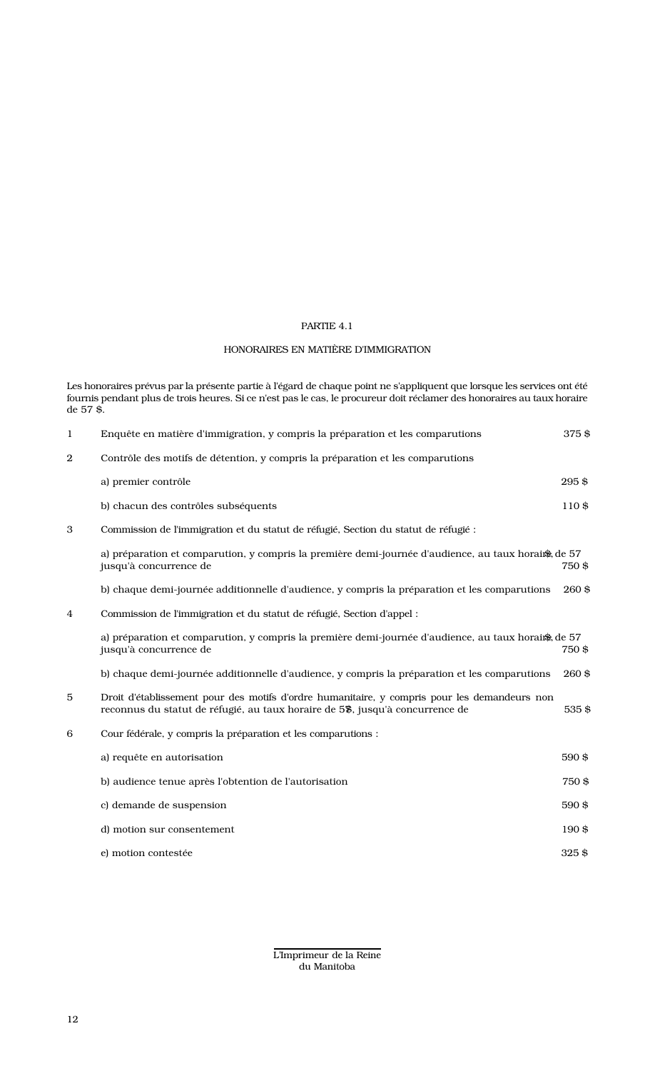## PARTIE 4.1

## HONORAIRES EN MATIÈRE D'IMMIGRATION

Les honoraires prévus par la présente partie à l'égard de chaque point ne s'appliquent que lorsque les services ont été fournis pendant plus de trois heures. Si ce n'est pas le cas, le procureur doit réclamer des honoraires au taux horaire de 57 $.

| | | |
|---|---|---|
| 1 | Enquête en matière d'immigration, y compris la préparation et les comparutions | 375 $ |
| 2 | Contrôle des motifs de détention, y compris la préparation et les comparutions | |
| | a) premier contrôle | 295 $ |
| | b) chacun des contrôles subséquents | 110 $ |
| 3 | Commission de l'immigration et du statut de réfugié, Section du statut de réfugié : | |
| | a) préparation et comparution, y compris la première demi-journée d'audience, au taux horaire de 57 $, jusqu'à concurrence de | 750 $ |
| | b) chaque demi-journée additionnelle d'audience, y compris la préparation et les comparutions | 260 $ |
| 4 | Commission de l'immigration et du statut de réfugié, Section d'appel : | |
| | a) préparation et comparution, y compris la première demi-journée d'audience, au taux horaire de 57 $, jusqu'à concurrence de | 750 $ |
| | b) chaque demi-journée additionnelle d'audience, y compris la préparation et les comparutions | 260 $ |
| 5 | Droit d'établissement pour des motifs d'ordre humanitaire, y compris pour les demandeurs non reconnus du statut de réfugié, au taux horaire de 57 $, jusqu'à concurrence de | 535 $ |
| 6 | Cour fédérale, y compris la préparation et les comparutions : | |
| | a) requête en autorisation | 590 $ |
| | b) audience tenue après l'obtention de l'autorisation | 750 $ |
| | c) demande de suspension | 590 $ |
| | d) motion sur consentement | 190 $ |
| | e) motion contestée | 325 $ |

L'Imprimeur de la Reine
du Manitoba